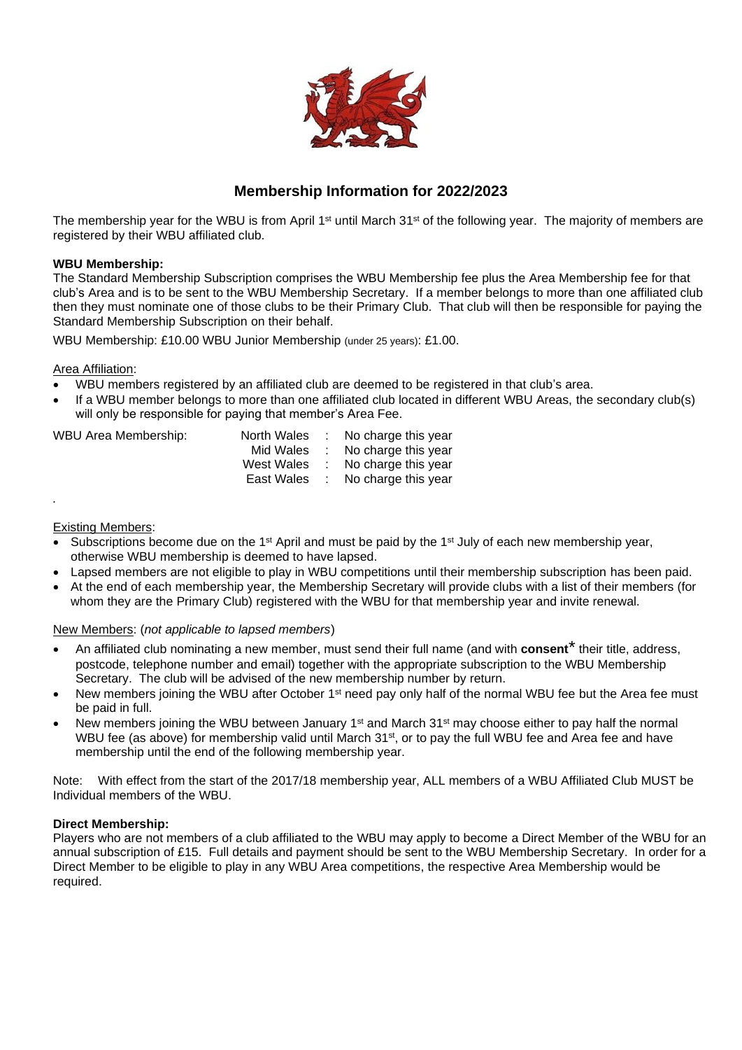# Membership Information for 2022/2023

The membership year for the WBU is from April 1st until March 31st of the following year. The majority of members are registered by their WBU affiliated club.

**WBU Membership:**

The Standard Membership Subscription comprises the WBU Membership fee plus the Area Membership fee for that club's Area and is to be sent to the WBU Membership Secretary. If a member belongs to more than one affiliated club then they must nominate one of those clubs to be their Primary Club. That club will then be responsible for paying the Standard Membership Subscription on their behalf.

WBU Membership: £10.00 WBU Junior Membership (under 25 years): £1.00.

Area Affiliation:

- WBU members registered by an affiliated club are deemed to be registered in that club's area.
- If a WBU member belongs to more than one affiliated club located in different WBU Areas, the secondary club(s) will only be responsible for paying that member's Area Fee.

| WBU Area Membership: | | | |
|---|---|---|---|
| | North Wales | : | No charge this year |
| | Mid Wales | : | No charge this year |
| | West Wales | : | No charge this year |
| | East Wales | : | No charge this year |

Existing Members:

- Subscriptions become due on the 1st April and must be paid by the 1st July of each new membership year, otherwise WBU membership is deemed to have lapsed.
- Lapsed members are not eligible to play in WBU competitions until their membership subscription has been paid.
- At the end of each membership year, the Membership Secretary will provide clubs with a list of their members (for whom they are the Primary Club) registered with the WBU for that membership year and invite renewal.

New Members: (*not applicable to lapsed members*)

- An affiliated club nominating a new member, must send their full name (and with **consent*** their title, address, postcode, telephone number and email) together with the appropriate subscription to the WBU Membership Secretary. The club will be advised of the new membership number by return.
- New members joining the WBU after October 1st need pay only half of the normal WBU fee but the Area fee must be paid in full.
- New members joining the WBU between January 1st and March 31st may choose either to pay half the normal WBU fee (as above) for membership valid until March 31st, or to pay the full WBU fee and Area fee and have membership until the end of the following membership year.

Note: With effect from the start of the 2017/18 membership year, ALL members of a WBU Affiliated Club MUST be Individual members of the WBU.

**Direct Membership:**

Players who are not members of a club affiliated to the WBU may apply to become a Direct Member of the WBU for an annual subscription of £15. Full details and payment should be sent to the WBU Membership Secretary. In order for a Direct Member to be eligible to play in any WBU Area competitions, the respective Area Membership would be required.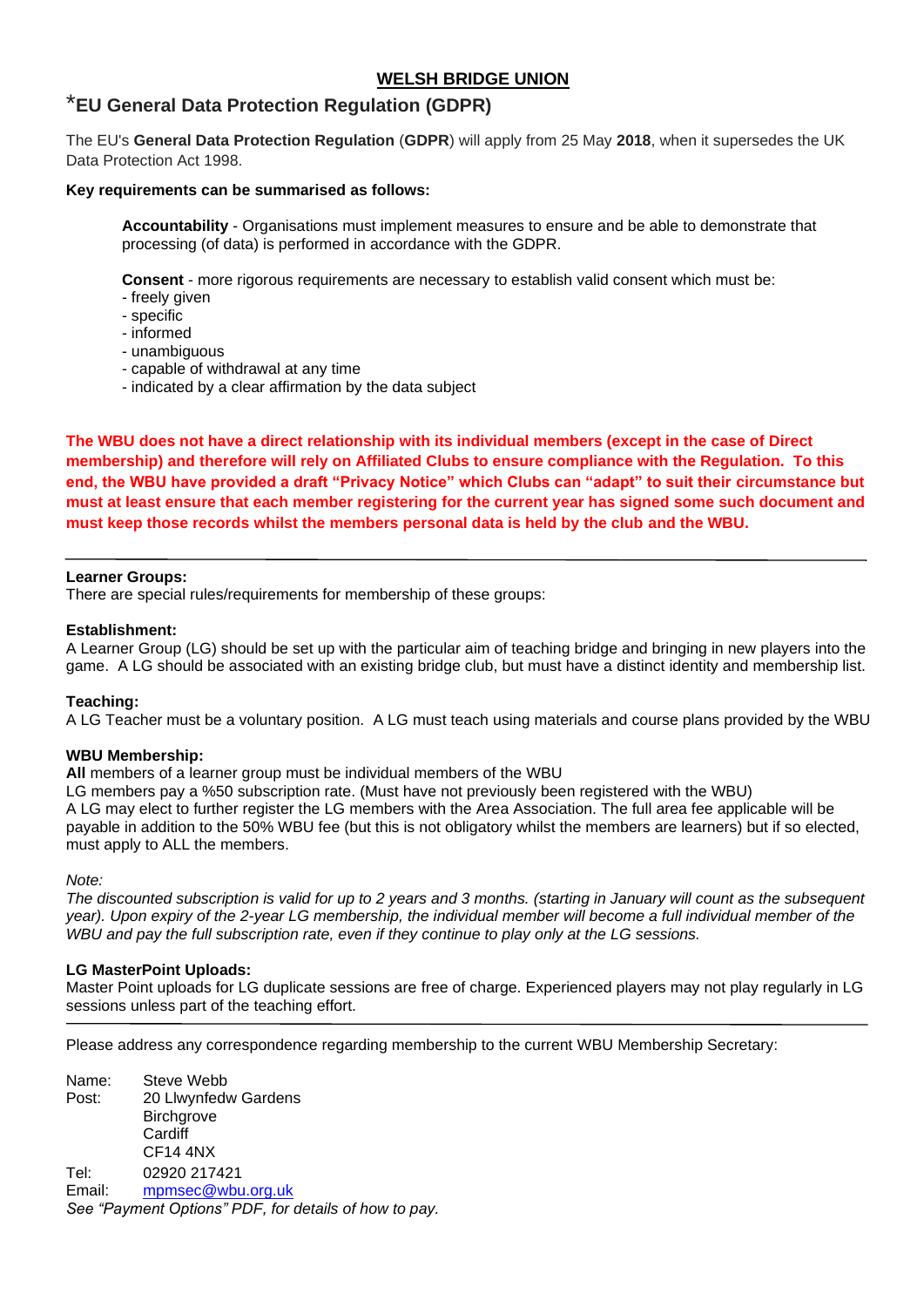# WELBH BRIDGE UNION

## *EU General Data Protection Regulation (GDPR)

The EU's **General Data Protection Regulation** (**GDPR**) will apply from 25 May **2018**, when it supersedes the UK Data Protection Act 1998.

**Key requirements can be summarised as follows:**

> **Accountability** - Organisations must implement measures to ensure and be able to demonstrate that processing (of data) is performed in accordance with the GDPR.
>
> **Consent** - more rigorous requirements are necessary to establish valid consent which must be:
> - freely given
> - specific
> - informed
> - unambiguous
> - capable of withdrawal at any time
> - indicated by a clear affirmation by the data subject

**The WBU does not have a direct relationship with its individual members (except in the case of Direct membership) and therefore will rely on Affiliated Clubs to ensure compliance with the Regulation. To this end, the WBU have provided a draft "Privacy Notice" which Clubs can "adapt" to suit their circumstance but must at least ensure that each member registering for the current year has signed some such document and must keep those records whilst the members personal data is held by the club and the WBU.**

---

**Learner Groups:**
There are special rules/requirements for membership of these groups:

**Establishment:**
A Learner Group (LG) should be set up with the particular aim of teaching bridge and bringing in new players into the game. A LG should be associated with an existing bridge club, but must have a distinct identity and membership list.

**Teaching:**
A LG Teacher must be a voluntary position. A LG must teach using materials and course plans provided by the WBU

**WBU Membership:**
**All** members of a learner group must be individual members of the WBU
LG members pay a %50 subscription rate. (Must have not previously been registered with the WBU)
A LG may elect to further register the LG members with the Area Association. The full area fee applicable will be payable in addition to the 50% WBU fee (but this is not obligatory whilst the members are learners) but if so elected, must apply to ALL the members.

*Note:*
*The discounted subscription is valid for up to 2 years and 3 months. (starting in January will count as the subsequent year). Upon expiry of the 2-year LG membership, the individual member will become a full individual member of the WBU and pay the full subscription rate, even if they continue to play only at the LG sessions.*

**LG MasterPoint Uploads:**
Master Point uploads for LG duplicate sessions are free of charge. Experienced players may not play regularly in LG sessions unless part of the teaching effort.

---

Please address any correspondence regarding membership to the current WBU Membership Secretary:

Name: Steve Webb
Post: 20 Llwynfedw Gardens
Birchgrove
Cardiff
CF14 4NX
Tel: 02920 217421
Email: mpmsec@wbu.org.uk

*See "Payment Options" PDF, for details of how to pay.*

# WELSH BRIDGE UNION

## *EU General Data Protection Regulation (GDPR)

The EU's **General Data Protection Regulation** (**GDPR**) will apply from 25 May **2018**, when it supersedes the UK Data Protection Act 1998.

**Key requirements can be summarised as follows:**

**Accountability** - Organisations must implement measures to ensure and be able to demonstrate that processing (of data) is performed in accordance with the GDPR.

**Consent** - more rigorous requirements are necessary to establish valid consent which must be:
- freely given
- specific
- informed
- unambiguous
- capable of withdrawal at any time
- indicated by a clear affirmation by the data subject

**The WBU does not have a direct relationship with its individual members (except in the case of Direct membership) and therefore will rely on Affiliated Clubs to ensure compliance with the Regulation. To this end, the WBU have provided a draft "Privacy Notice" which Clubs can "adapt" to suit their circumstance but must at least ensure that each member registering for the current year has signed some such document and must keep those records whilst the members personal data is held by the club and the WBU.**

---

**Learner Groups:**
There are special rules/requirements for membership of these groups:

**Establishment:**
A Learner Group (LG) should be set up with the particular aim of teaching bridge and bringing in new players into the game. A LG should be associated with an existing bridge club, but must have a distinct identity and membership list.

**Teaching:**
A LG Teacher must be a voluntary position. A LG must teach using materials and course plans provided by the WBU

**WBU Membership:**
**All** members of a learner group must be individual members of the WBU
LG members pay a %50 subscription rate. (Must have not previously been registered with the WBU)
A LG may elect to further register the LG members with the Area Association. The full area fee applicable will be payable in addition to the 50% WBU fee (but this is not obligatory whilst the members are learners) but if so elected, must apply to ALL the members.

*Note:*
*The discounted subscription is valid for up to 2 years and 3 months. (starting in January will count as the subsequent year). Upon expiry of the 2-year LG membership, the individual member will become a full individual member of the WBU and pay the full subscription rate, even if they continue to play only at the LG sessions.*

**LG MasterPoint Uploads:**
Master Point uploads for LG duplicate sessions are free of charge. Experienced players may not play regularly in LG sessions unless part of the teaching effort.

---

Please address any correspondence regarding membership to the current WBU Membership Secretary:

Name: Steve Webb
Post: 20 Llwynfedw Gardens
Birchgrove
Cardiff
CF14 4NX
Tel: 02920 217421
Email: mpmsec@wbu.org.uk

*See "Payment Options" PDF, for details of how to pay.*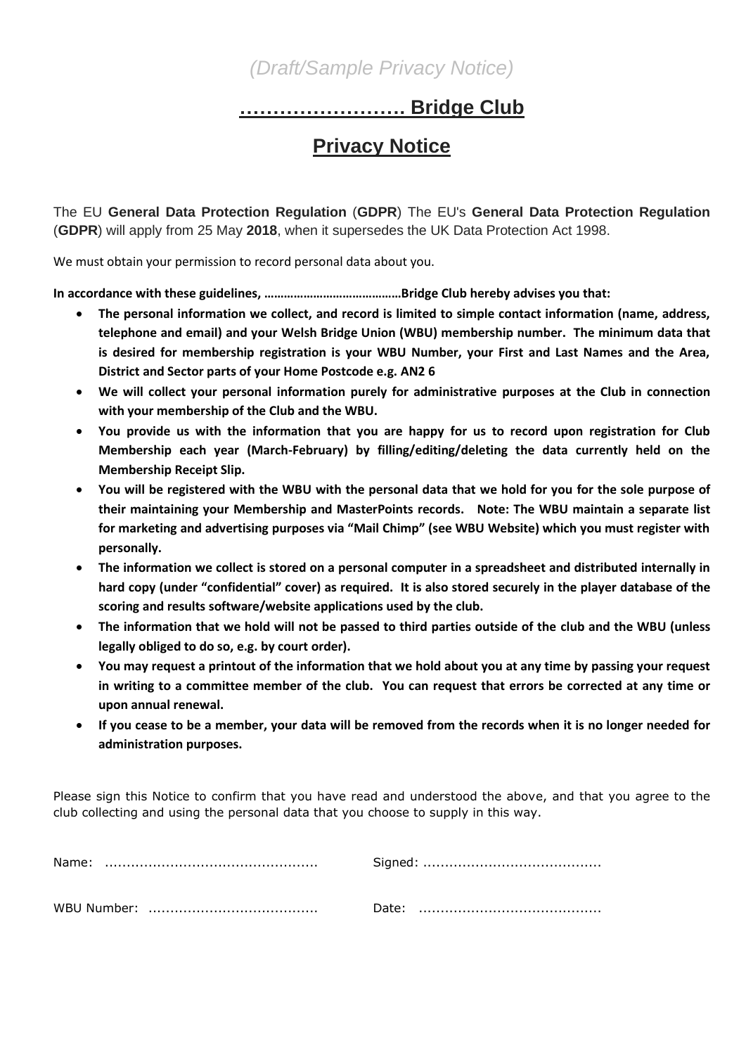*(Draft/Sample Privacy Notice)*

# ……………………. Bridge Club

# Privacy Notice

The EU **General Data Protection Regulation** (**GDPR**) The EU's **General Data Protection Regulation** (**GDPR**) will apply from 25 May **2018**, when it supersedes the UK Data Protection Act 1998.

We must obtain your permission to record personal data about you.

**In accordance with these guidelines, ……………………………………Bridge Club hereby advises you that:**

- **The personal information we collect, and record is limited to simple contact information (name, address, telephone and email) and your Welsh Bridge Union (WBU) membership number. The minimum data that is desired for membership registration is your WBU Number, your First and Last Names and the Area, District and Sector parts of your Home Postcode e.g. AN2 6**
- **We will collect your personal information purely for administrative purposes at the Club in connection with your membership of the Club and the WBU.**
- **You provide us with the information that you are happy for us to record upon registration for Club Membership each year (March-February) by filling/editing/deleting the data currently held on the Membership Receipt Slip.**
- **You will be registered with the WBU with the personal data that we hold for you for the sole purpose of their maintaining your Membership and MasterPoints records. Note: The WBU maintain a separate list for marketing and advertising purposes via "Mail Chimp" (see WBU Website) which you must register with personally.**
- **The information we collect is stored on a personal computer in a spreadsheet and distributed internally in hard copy (under "confidential" cover) as required. It is also stored securely in the player database of the scoring and results software/website applications used by the club.**
- **The information that we hold will not be passed to third parties outside of the club and the WBU (unless legally obliged to do so, e.g. by court order).**
- **You may request a printout of the information that we hold about you at any time by passing your request in writing to a committee member of the club. You can request that errors be corrected at any time or upon annual renewal.**
- **If you cease to be a member, your data will be removed from the records when it is no longer needed for administration purposes.**

Please sign this Notice to confirm that you have read and understood the above, and that you agree to the club collecting and using the personal data that you choose to supply in this way.

Name: ................................................ Signed: ........................................

WBU Number: ...................................... Date: .........................................